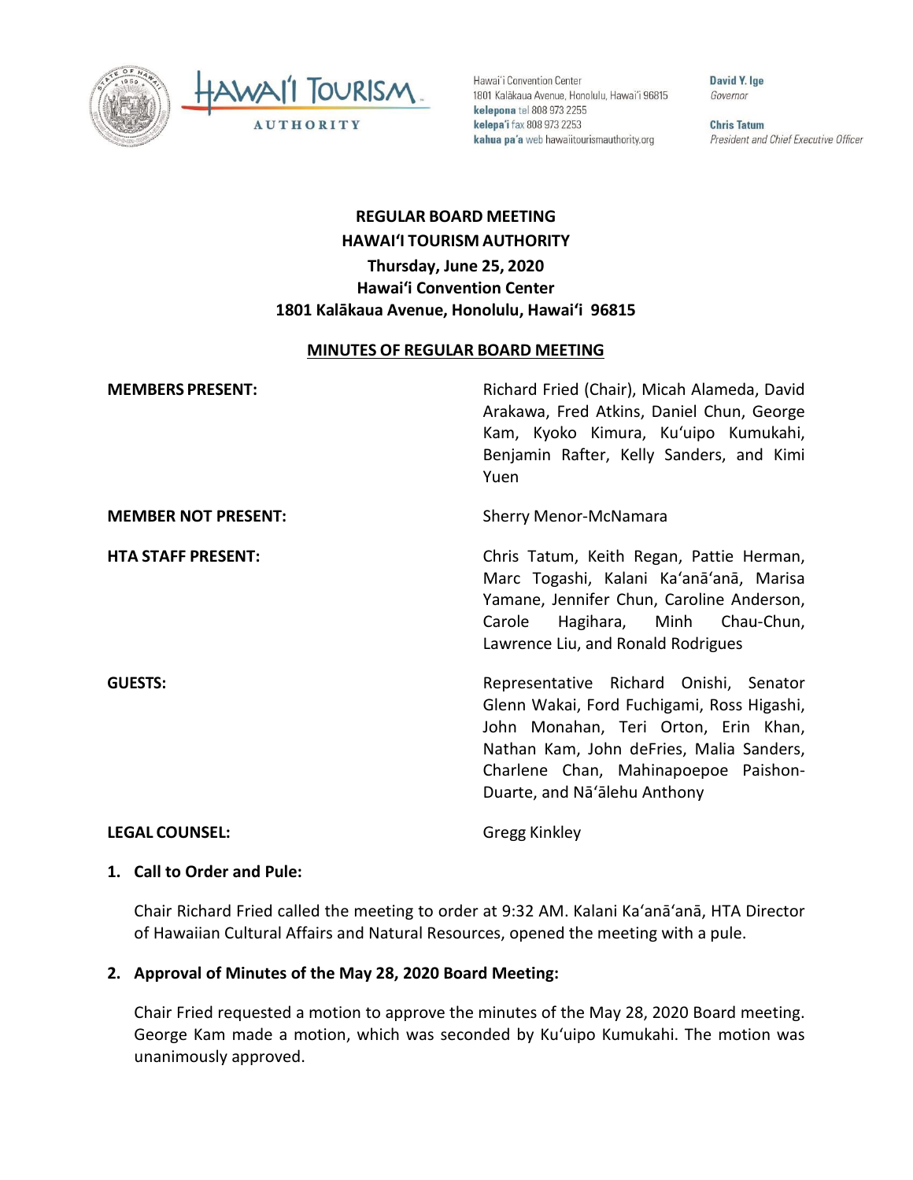Hawai'i Convention Center
1801 Kalākaua Avenue, Honolulu, Hawai'i 96815
**kelepona** tel 808 973 2255
**kelepa'i** fax 808 973 2253
**kahua pa'a** web hawaiitourismauthority.org

**David Y. Ige**
*Governor*

**Chris Tatum**
*President and Chief Executive Officer*

# REGULAR BOARD MEETING
# HAWAIʻI TOURISM AUTHORITY
## Thursday, June 25, 2020
## Hawaiʻi Convention Center
## 1801 Kalākaua Avenue, Honolulu, Hawaiʻi 96815

**MINUTES OF REGULAR BOARD MEETING**

**MEMBERS PRESENT:** Richard Fried (Chair), Micah Alameda, David Arakawa, Fred Atkins, Daniel Chun, George Kam, Kyoko Kimura, Kuʻuipo Kumukahi, Benjamin Rafter, Kelly Sanders, and Kimi Yuen

**MEMBER NOT PRESENT:** Sherry Menor-McNamara

**HTA STAFF PRESENT:** Chris Tatum, Keith Regan, Pattie Herman, Marc Togashi, Kalani Kaʻanāʻanā, Marisa Yamane, Jennifer Chun, Caroline Anderson, Carole Hagihara, Minh Chau-Chun, Lawrence Liu, and Ronald Rodrigues

**GUESTS:** Representative Richard Onishi, Senator Glenn Wakai, Ford Fuchigami, Ross Higashi, John Monahan, Teri Orton, Erin Khan, Nathan Kam, John deFries, Malia Sanders, Charlene Chan, Mahinapoepoe Paishon-Duarte, and Nāʻālehu Anthony

**LEGAL COUNSEL:** Gregg Kinkley

**1. Call to Order and Pule:**

Chair Richard Fried called the meeting to order at 9:32 AM. Kalani Kaʻanāʻanā, HTA Director of Hawaiian Cultural Affairs and Natural Resources, opened the meeting with a pule.

**2. Approval of Minutes of the May 28, 2020 Board Meeting:**

Chair Fried requested a motion to approve the minutes of the May 28, 2020 Board meeting. George Kam made a motion, which was seconded by Kuʻuipo Kumukahi. The motion was unanimously approved.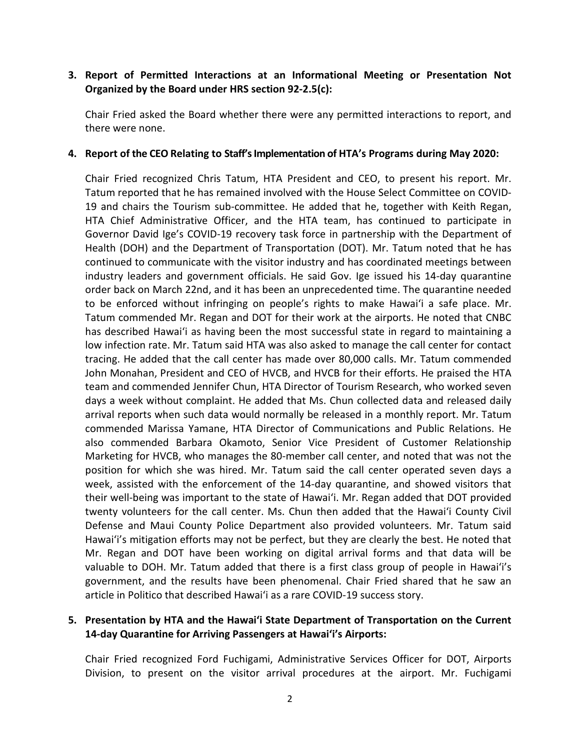**3. Report of Permitted Interactions at an Informational Meeting or Presentation Not Organized by the Board under HRS section 92-2.5(c):**

Chair Fried asked the Board whether there were any permitted interactions to report, and there were none.

**4. Report of the CEO Relating to Staff's Implementation of HTA's Programs during May 2020:**

Chair Fried recognized Chris Tatum, HTA President and CEO, to present his report. Mr. Tatum reported that he has remained involved with the House Select Committee on COVID-19 and chairs the Tourism sub-committee. He added that he, together with Keith Regan, HTA Chief Administrative Officer, and the HTA team, has continued to participate in Governor David Ige's COVID-19 recovery task force in partnership with the Department of Health (DOH) and the Department of Transportation (DOT). Mr. Tatum noted that he has continued to communicate with the visitor industry and has coordinated meetings between industry leaders and government officials. He said Gov. Ige issued his 14-day quarantine order back on March 22nd, and it has been an unprecedented time. The quarantine needed to be enforced without infringing on people's rights to make Hawaiʻi a safe place. Mr. Tatum commended Mr. Regan and DOT for their work at the airports. He noted that CNBC has described Hawaiʻi as having been the most successful state in regard to maintaining a low infection rate. Mr. Tatum said HTA was also asked to manage the call center for contact tracing. He added that the call center has made over 80,000 calls. Mr. Tatum commended John Monahan, President and CEO of HVCB, and HVCB for their efforts. He praised the HTA team and commended Jennifer Chun, HTA Director of Tourism Research, who worked seven days a week without complaint. He added that Ms. Chun collected data and released daily arrival reports when such data would normally be released in a monthly report. Mr. Tatum commended Marissa Yamane, HTA Director of Communications and Public Relations. He also commended Barbara Okamoto, Senior Vice President of Customer Relationship Marketing for HVCB, who manages the 80-member call center, and noted that was not the position for which she was hired. Mr. Tatum said the call center operated seven days a week, assisted with the enforcement of the 14-day quarantine, and showed visitors that their well-being was important to the state of Hawaiʻi. Mr. Regan added that DOT provided twenty volunteers for the call center. Ms. Chun then added that the Hawaiʻi County Civil Defense and Maui County Police Department also provided volunteers. Mr. Tatum said Hawaiʻi's mitigation efforts may not be perfect, but they are clearly the best. He noted that Mr. Regan and DOT have been working on digital arrival forms and that data will be valuable to DOH. Mr. Tatum added that there is a first class group of people in Hawaiʻi's government, and the results have been phenomenal. Chair Fried shared that he saw an article in Politico that described Hawaiʻi as a rare COVID-19 success story.

**5. Presentation by HTA and the Hawaiʻi State Department of Transportation on the Current 14-day Quarantine for Arriving Passengers at Hawaiʻi's Airports:**

Chair Fried recognized Ford Fuchigami, Administrative Services Officer for DOT, Airports Division, to present on the visitor arrival procedures at the airport. Mr. Fuchigami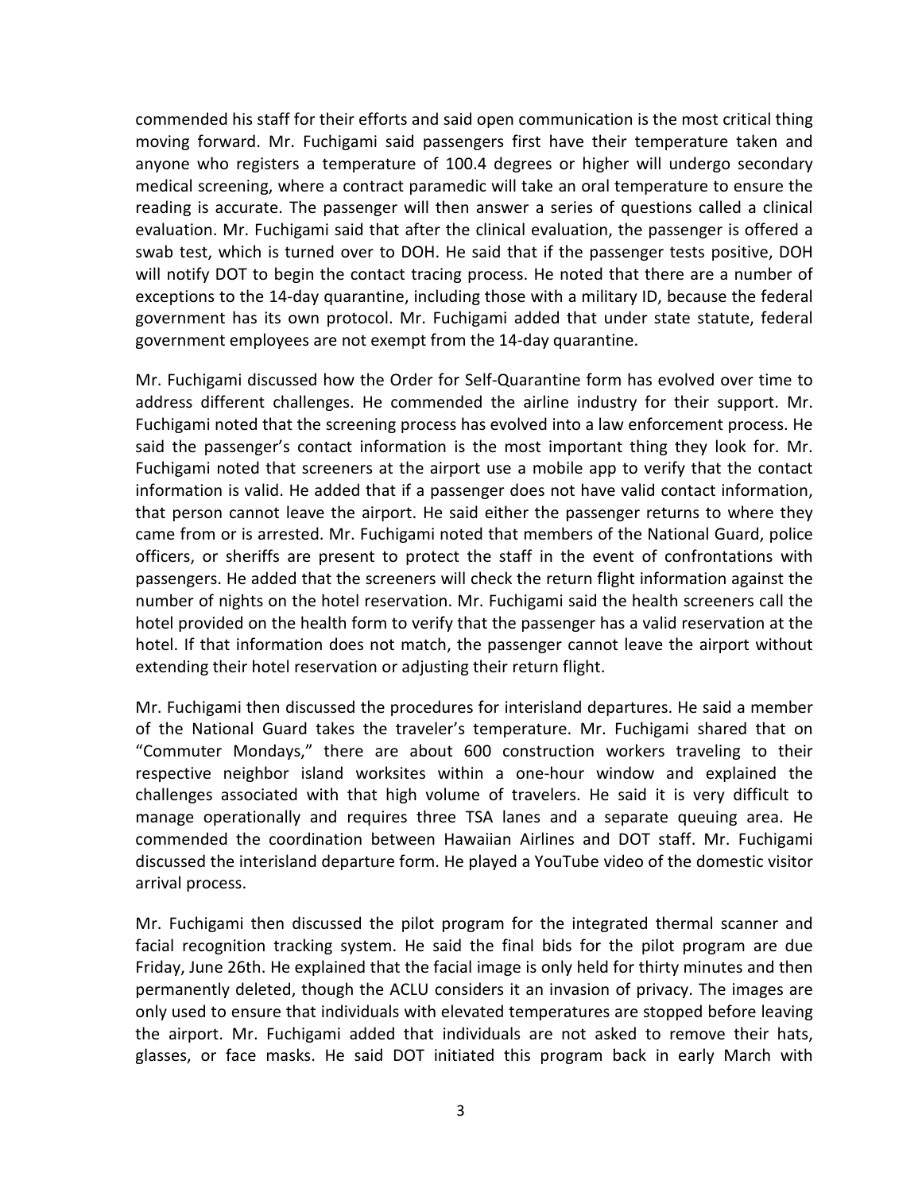commended his staff for their efforts and said open communication is the most critical thing moving forward. Mr. Fuchigami said passengers first have their temperature taken and anyone who registers a temperature of 100.4 degrees or higher will undergo secondary medical screening, where a contract paramedic will take an oral temperature to ensure the reading is accurate. The passenger will then answer a series of questions called a clinical evaluation. Mr. Fuchigami said that after the clinical evaluation, the passenger is offered a swab test, which is turned over to DOH. He said that if the passenger tests positive, DOH will notify DOT to begin the contact tracing process. He noted that there are a number of exceptions to the 14-day quarantine, including those with a military ID, because the federal government has its own protocol. Mr. Fuchigami added that under state statute, federal government employees are not exempt from the 14-day quarantine.

Mr. Fuchigami discussed how the Order for Self-Quarantine form has evolved over time to address different challenges. He commended the airline industry for their support. Mr. Fuchigami noted that the screening process has evolved into a law enforcement process. He said the passenger's contact information is the most important thing they look for. Mr. Fuchigami noted that screeners at the airport use a mobile app to verify that the contact information is valid. He added that if a passenger does not have valid contact information, that person cannot leave the airport. He said either the passenger returns to where they came from or is arrested. Mr. Fuchigami noted that members of the National Guard, police officers, or sheriffs are present to protect the staff in the event of confrontations with passengers. He added that the screeners will check the return flight information against the number of nights on the hotel reservation. Mr. Fuchigami said the health screeners call the hotel provided on the health form to verify that the passenger has a valid reservation at the hotel. If that information does not match, the passenger cannot leave the airport without extending their hotel reservation or adjusting their return flight.

Mr. Fuchigami then discussed the procedures for interisland departures. He said a member of the National Guard takes the traveler's temperature. Mr. Fuchigami shared that on "Commuter Mondays," there are about 600 construction workers traveling to their respective neighbor island worksites within a one-hour window and explained the challenges associated with that high volume of travelers. He said it is very difficult to manage operationally and requires three TSA lanes and a separate queuing area. He commended the coordination between Hawaiian Airlines and DOT staff. Mr. Fuchigami discussed the interisland departure form. He played a YouTube video of the domestic visitor arrival process.

Mr. Fuchigami then discussed the pilot program for the integrated thermal scanner and facial recognition tracking system. He said the final bids for the pilot program are due Friday, June 26th. He explained that the facial image is only held for thirty minutes and then permanently deleted, though the ACLU considers it an invasion of privacy. The images are only used to ensure that individuals with elevated temperatures are stopped before leaving the airport. Mr. Fuchigami added that individuals are not asked to remove their hats, glasses, or face masks. He said DOT initiated this program back in early March with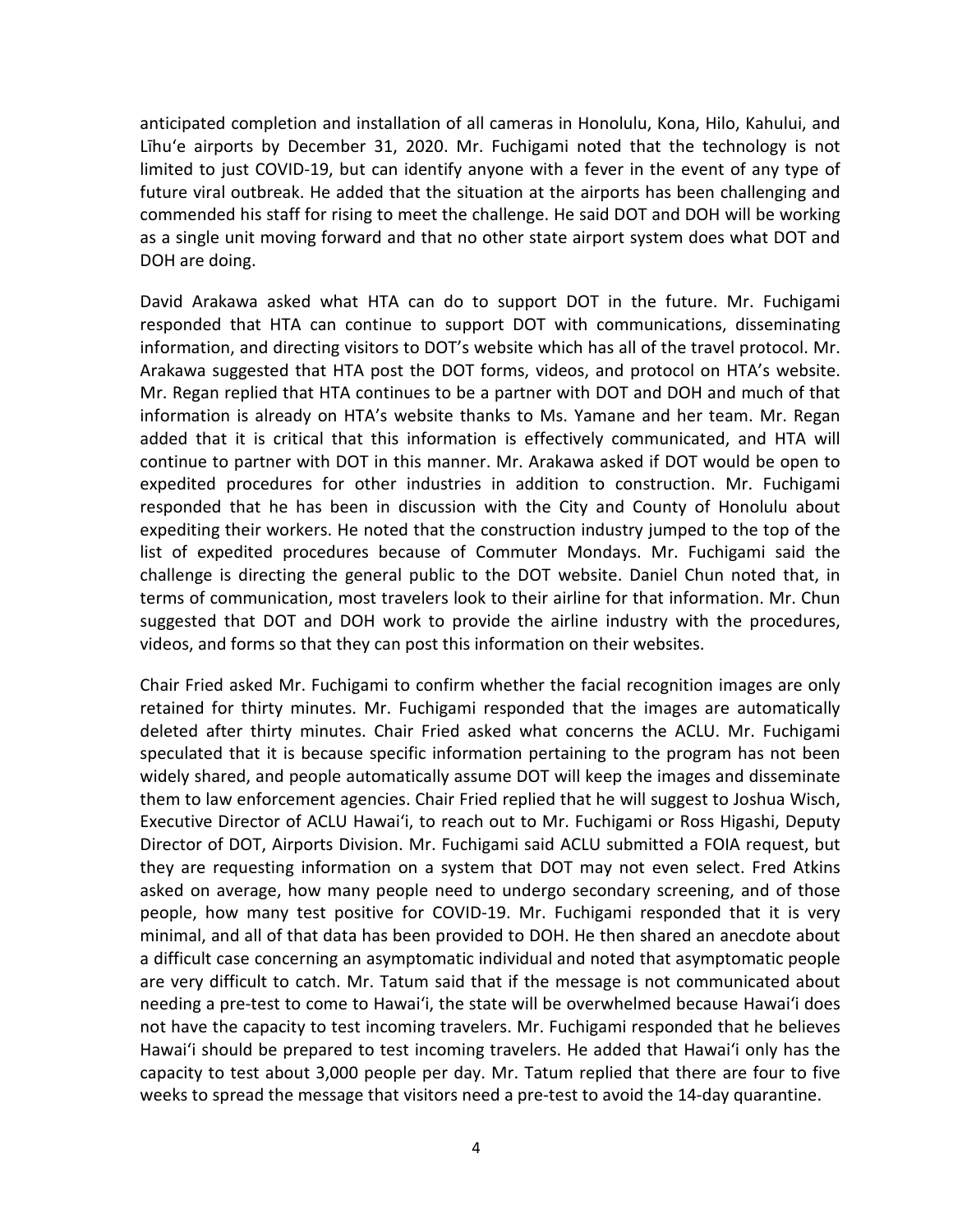anticipated completion and installation of all cameras in Honolulu, Kona, Hilo, Kahului, and Līhuʻe airports by December 31, 2020. Mr. Fuchigami noted that the technology is not limited to just COVID-19, but can identify anyone with a fever in the event of any type of future viral outbreak. He added that the situation at the airports has been challenging and commended his staff for rising to meet the challenge. He said DOT and DOH will be working as a single unit moving forward and that no other state airport system does what DOT and DOH are doing.

David Arakawa asked what HTA can do to support DOT in the future. Mr. Fuchigami responded that HTA can continue to support DOT with communications, disseminating information, and directing visitors to DOT's website which has all of the travel protocol. Mr. Arakawa suggested that HTA post the DOT forms, videos, and protocol on HTA's website. Mr. Regan replied that HTA continues to be a partner with DOT and DOH and much of that information is already on HTA's website thanks to Ms. Yamane and her team. Mr. Regan added that it is critical that this information is effectively communicated, and HTA will continue to partner with DOT in this manner. Mr. Arakawa asked if DOT would be open to expedited procedures for other industries in addition to construction. Mr. Fuchigami responded that he has been in discussion with the City and County of Honolulu about expediting their workers. He noted that the construction industry jumped to the top of the list of expedited procedures because of Commuter Mondays. Mr. Fuchigami said the challenge is directing the general public to the DOT website. Daniel Chun noted that, in terms of communication, most travelers look to their airline for that information. Mr. Chun suggested that DOT and DOH work to provide the airline industry with the procedures, videos, and forms so that they can post this information on their websites.

Chair Fried asked Mr. Fuchigami to confirm whether the facial recognition images are only retained for thirty minutes. Mr. Fuchigami responded that the images are automatically deleted after thirty minutes. Chair Fried asked what concerns the ACLU. Mr. Fuchigami speculated that it is because specific information pertaining to the program has not been widely shared, and people automatically assume DOT will keep the images and disseminate them to law enforcement agencies. Chair Fried replied that he will suggest to Joshua Wisch, Executive Director of ACLU Hawaiʻi, to reach out to Mr. Fuchigami or Ross Higashi, Deputy Director of DOT, Airports Division. Mr. Fuchigami said ACLU submitted a FOIA request, but they are requesting information on a system that DOT may not even select. Fred Atkins asked on average, how many people need to undergo secondary screening, and of those people, how many test positive for COVID-19. Mr. Fuchigami responded that it is very minimal, and all of that data has been provided to DOH. He then shared an anecdote about a difficult case concerning an asymptomatic individual and noted that asymptomatic people are very difficult to catch. Mr. Tatum said that if the message is not communicated about needing a pre-test to come to Hawaiʻi, the state will be overwhelmed because Hawaiʻi does not have the capacity to test incoming travelers. Mr. Fuchigami responded that he believes Hawaiʻi should be prepared to test incoming travelers. He added that Hawaiʻi only has the capacity to test about 3,000 people per day. Mr. Tatum replied that there are four to five weeks to spread the message that visitors need a pre-test to avoid the 14-day quarantine.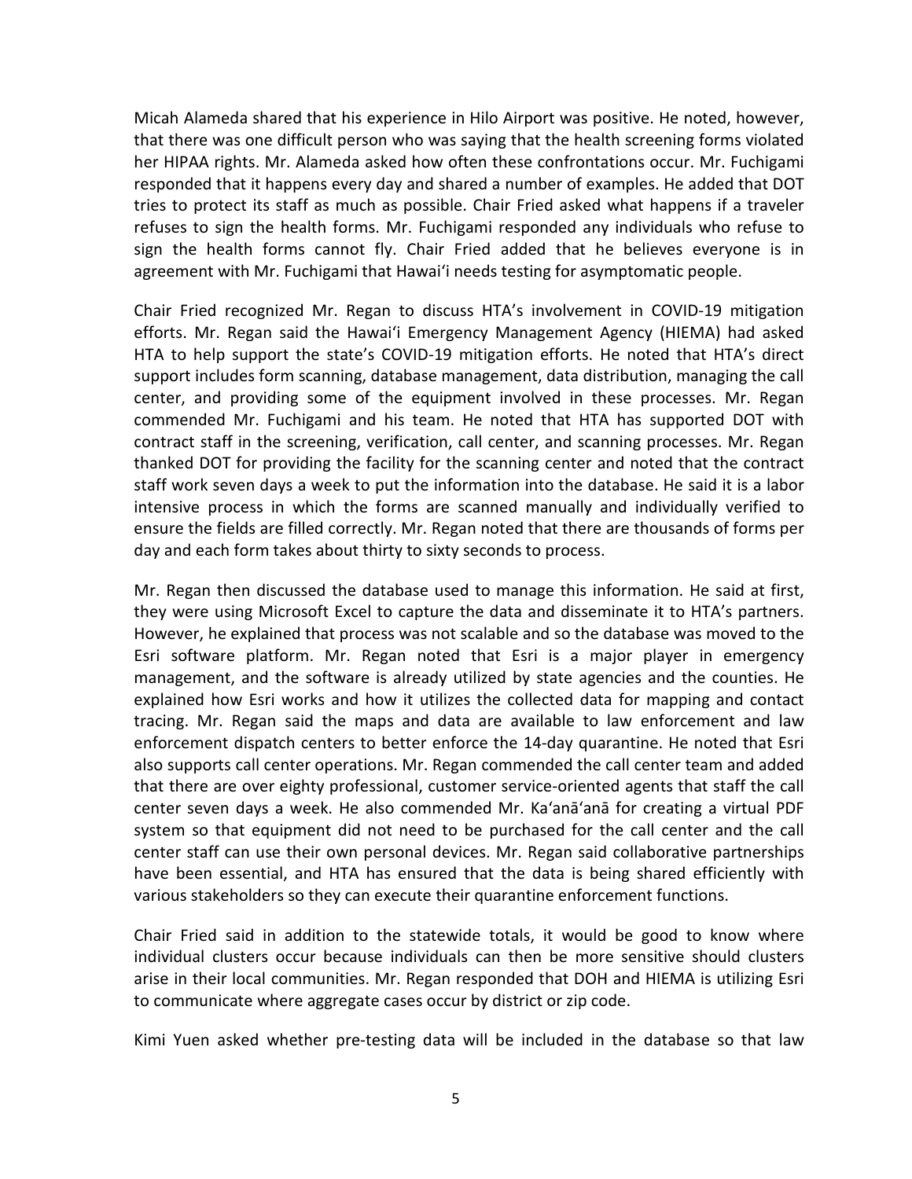Micah Alameda shared that his experience in Hilo Airport was positive. He noted, however, that there was one difficult person who was saying that the health screening forms violated her HIPAA rights. Mr. Alameda asked how often these confrontations occur. Mr. Fuchigami responded that it happens every day and shared a number of examples. He added that DOT tries to protect its staff as much as possible. Chair Fried asked what happens if a traveler refuses to sign the health forms. Mr. Fuchigami responded any individuals who refuse to sign the health forms cannot fly. Chair Fried added that he believes everyone is in agreement with Mr. Fuchigami that Hawaiʻi needs testing for asymptomatic people.

Chair Fried recognized Mr. Regan to discuss HTA's involvement in COVID-19 mitigation efforts. Mr. Regan said the Hawaiʻi Emergency Management Agency (HIEMA) had asked HTA to help support the state's COVID-19 mitigation efforts. He noted that HTA's direct support includes form scanning, database management, data distribution, managing the call center, and providing some of the equipment involved in these processes. Mr. Regan commended Mr. Fuchigami and his team. He noted that HTA has supported DOT with contract staff in the screening, verification, call center, and scanning processes. Mr. Regan thanked DOT for providing the facility for the scanning center and noted that the contract staff work seven days a week to put the information into the database. He said it is a labor intensive process in which the forms are scanned manually and individually verified to ensure the fields are filled correctly. Mr. Regan noted that there are thousands of forms per day and each form takes about thirty to sixty seconds to process.

Mr. Regan then discussed the database used to manage this information. He said at first, they were using Microsoft Excel to capture the data and disseminate it to HTA's partners. However, he explained that process was not scalable and so the database was moved to the Esri software platform. Mr. Regan noted that Esri is a major player in emergency management, and the software is already utilized by state agencies and the counties. He explained how Esri works and how it utilizes the collected data for mapping and contact tracing. Mr. Regan said the maps and data are available to law enforcement and law enforcement dispatch centers to better enforce the 14-day quarantine. He noted that Esri also supports call center operations. Mr. Regan commended the call center team and added that there are over eighty professional, customer service-oriented agents that staff the call center seven days a week. He also commended Mr. Kaʻanāʻanā for creating a virtual PDF system so that equipment did not need to be purchased for the call center and the call center staff can use their own personal devices. Mr. Regan said collaborative partnerships have been essential, and HTA has ensured that the data is being shared efficiently with various stakeholders so they can execute their quarantine enforcement functions.

Chair Fried said in addition to the statewide totals, it would be good to know where individual clusters occur because individuals can then be more sensitive should clusters arise in their local communities. Mr. Regan responded that DOH and HIEMA is utilizing Esri to communicate where aggregate cases occur by district or zip code.

Kimi Yuen asked whether pre-testing data will be included in the database so that law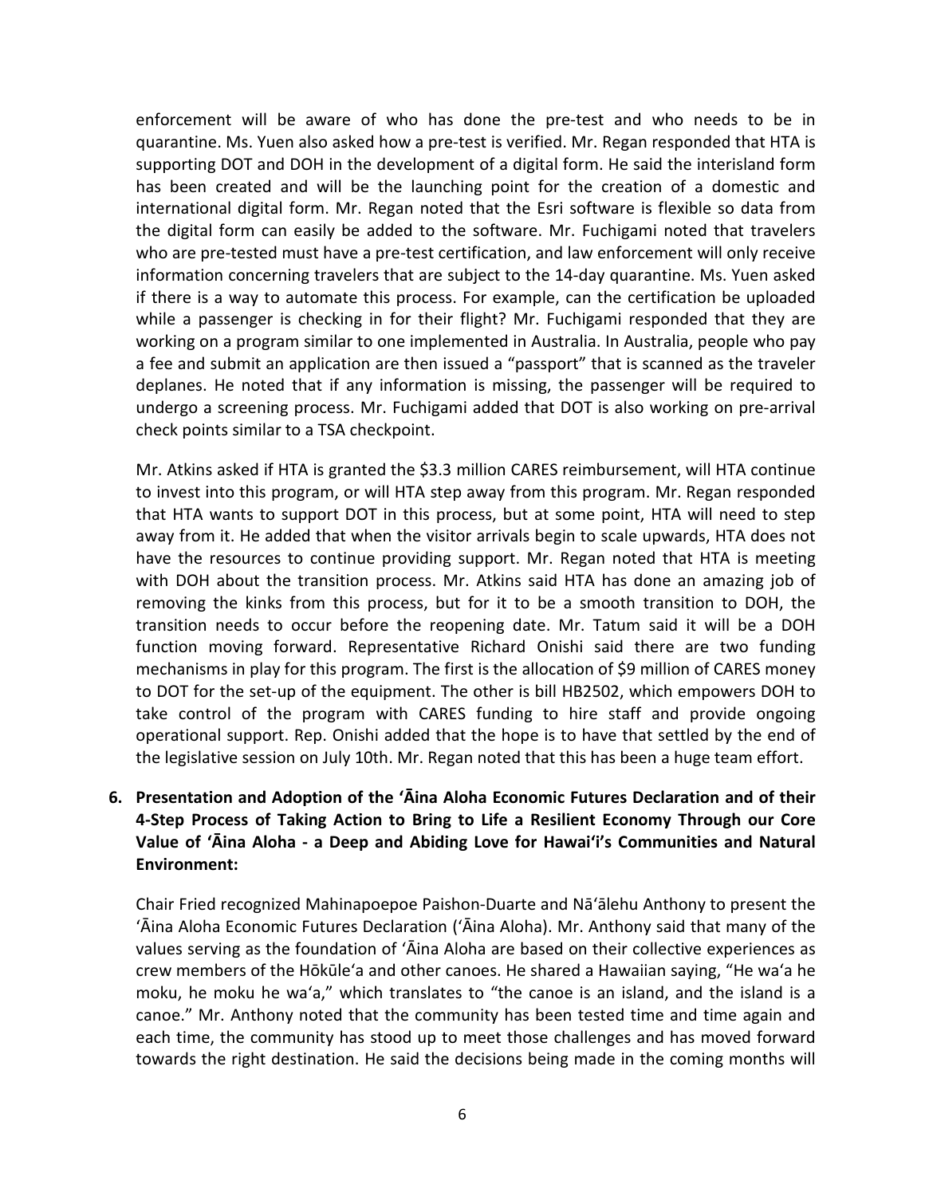enforcement will be aware of who has done the pre-test and who needs to be in quarantine. Ms. Yuen also asked how a pre-test is verified. Mr. Regan responded that HTA is supporting DOT and DOH in the development of a digital form. He said the interisland form has been created and will be the launching point for the creation of a domestic and international digital form. Mr. Regan noted that the Esri software is flexible so data from the digital form can easily be added to the software. Mr. Fuchigami noted that travelers who are pre-tested must have a pre-test certification, and law enforcement will only receive information concerning travelers that are subject to the 14-day quarantine. Ms. Yuen asked if there is a way to automate this process. For example, can the certification be uploaded while a passenger is checking in for their flight? Mr. Fuchigami responded that they are working on a program similar to one implemented in Australia. In Australia, people who pay a fee and submit an application are then issued a "passport" that is scanned as the traveler deplanes. He noted that if any information is missing, the passenger will be required to undergo a screening process. Mr. Fuchigami added that DOT is also working on pre-arrival check points similar to a TSA checkpoint.

Mr. Atkins asked if HTA is granted the $3.3 million CARES reimbursement, will HTA continue to invest into this program, or will HTA step away from this program. Mr. Regan responded that HTA wants to support DOT in this process, but at some point, HTA will need to step away from it. He added that when the visitor arrivals begin to scale upwards, HTA does not have the resources to continue providing support. Mr. Regan noted that HTA is meeting with DOH about the transition process. Mr. Atkins said HTA has done an amazing job of removing the kinks from this process, but for it to be a smooth transition to DOH, the transition needs to occur before the reopening date. Mr. Tatum said it will be a DOH function moving forward. Representative Richard Onishi said there are two funding mechanisms in play for this program. The first is the allocation of $9 million of CARES money to DOT for the set-up of the equipment. The other is bill HB2502, which empowers DOH to take control of the program with CARES funding to hire staff and provide ongoing operational support. Rep. Onishi added that the hope is to have that settled by the end of the legislative session on July 10th. Mr. Regan noted that this has been a huge team effort.

**6. Presentation and Adoption of the ʻĀina Aloha Economic Futures Declaration and of their 4-Step Process of Taking Action to Bring to Life a Resilient Economy Through our Core Value of ʻĀina Aloha - a Deep and Abiding Love for Hawaiʻi's Communities and Natural Environment:**

Chair Fried recognized Mahinapoepoe Paishon-Duarte and Nāʻālehu Anthony to present the ʻĀina Aloha Economic Futures Declaration (ʻĀina Aloha). Mr. Anthony said that many of the values serving as the foundation of ʻĀina Aloha are based on their collective experiences as crew members of the Hōkūleʻa and other canoes. He shared a Hawaiian saying, "He waʻa he moku, he moku he waʻa," which translates to "the canoe is an island, and the island is a canoe." Mr. Anthony noted that the community has been tested time and time again and each time, the community has stood up to meet those challenges and has moved forward towards the right destination. He said the decisions being made in the coming months will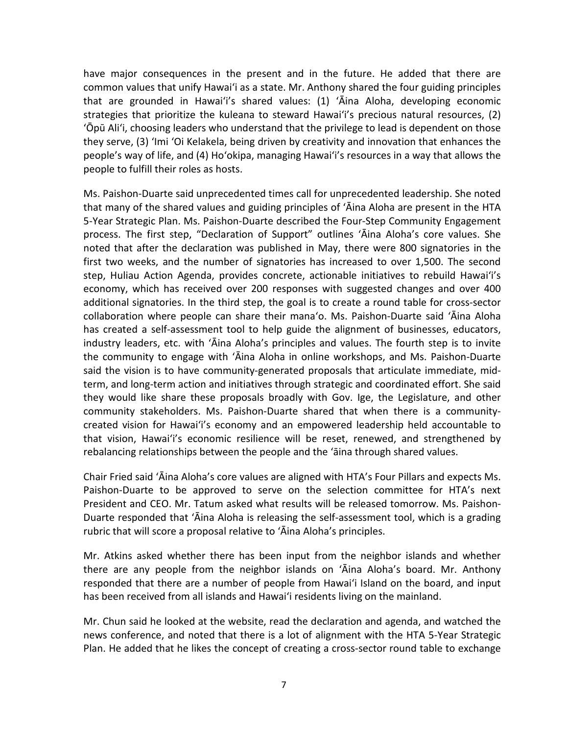have major consequences in the present and in the future. He added that there are common values that unify Hawaiʻi as a state. Mr. Anthony shared the four guiding principles that are grounded in Hawaiʻi's shared values: (1) ʻĀina Aloha, developing economic strategies that prioritize the kuleana to steward Hawaiʻi's precious natural resources, (2) ʻŌpū Aliʻi, choosing leaders who understand that the privilege to lead is dependent on those they serve, (3) ʻImi ʻOi Kelakela, being driven by creativity and innovation that enhances the people's way of life, and (4) Hoʻokipa, managing Hawaiʻi's resources in a way that allows the people to fulfill their roles as hosts.

Ms. Paishon-Duarte said unprecedented times call for unprecedented leadership. She noted that many of the shared values and guiding principles of ʻĀina Aloha are present in the HTA 5-Year Strategic Plan. Ms. Paishon-Duarte described the Four-Step Community Engagement process. The first step, "Declaration of Support" outlines ʻĀina Aloha's core values. She noted that after the declaration was published in May, there were 800 signatories in the first two weeks, and the number of signatories has increased to over 1,500. The second step, Huliau Action Agenda, provides concrete, actionable initiatives to rebuild Hawaiʻi's economy, which has received over 200 responses with suggested changes and over 400 additional signatories. In the third step, the goal is to create a round table for cross-sector collaboration where people can share their manaʻo. Ms. Paishon-Duarte said ʻĀina Aloha has created a self-assessment tool to help guide the alignment of businesses, educators, industry leaders, etc. with ʻĀina Aloha's principles and values. The fourth step is to invite the community to engage with ʻĀina Aloha in online workshops, and Ms. Paishon-Duarte said the vision is to have community-generated proposals that articulate immediate, mid-term, and long-term action and initiatives through strategic and coordinated effort. She said they would like share these proposals broadly with Gov. Ige, the Legislature, and other community stakeholders. Ms. Paishon-Duarte shared that when there is a community-created vision for Hawaiʻi's economy and an empowered leadership held accountable to that vision, Hawaiʻi's economic resilience will be reset, renewed, and strengthened by rebalancing relationships between the people and the ʻāina through shared values.

Chair Fried said ʻĀina Aloha's core values are aligned with HTA's Four Pillars and expects Ms. Paishon-Duarte to be approved to serve on the selection committee for HTA's next President and CEO. Mr. Tatum asked what results will be released tomorrow. Ms. Paishon-Duarte responded that ʻĀina Aloha is releasing the self-assessment tool, which is a grading rubric that will score a proposal relative to ʻĀina Aloha's principles.

Mr. Atkins asked whether there has been input from the neighbor islands and whether there are any people from the neighbor islands on ʻĀina Aloha's board. Mr. Anthony responded that there are a number of people from Hawaiʻi Island on the board, and input has been received from all islands and Hawaiʻi residents living on the mainland.

Mr. Chun said he looked at the website, read the declaration and agenda, and watched the news conference, and noted that there is a lot of alignment with the HTA 5-Year Strategic Plan. He added that he likes the concept of creating a cross-sector round table to exchange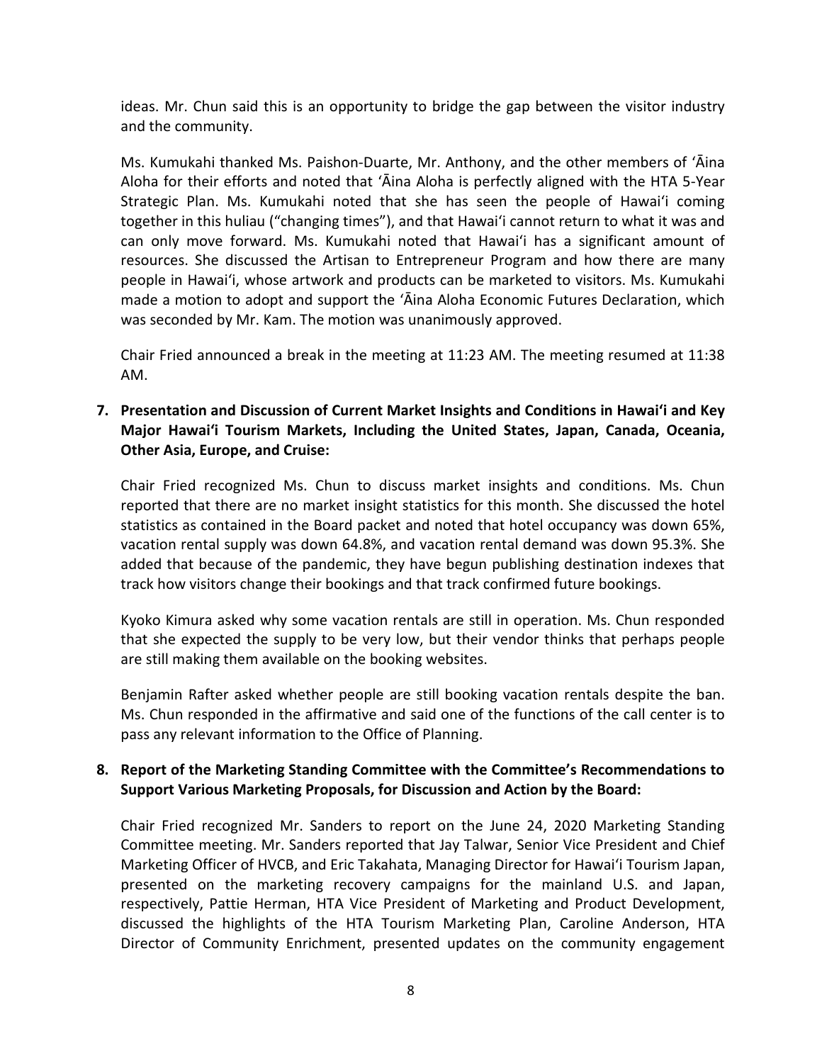ideas. Mr. Chun said this is an opportunity to bridge the gap between the visitor industry and the community.

Ms. Kumukahi thanked Ms. Paishon-Duarte, Mr. Anthony, and the other members of ʻĀina Aloha for their efforts and noted that ʻĀina Aloha is perfectly aligned with the HTA 5-Year Strategic Plan. Ms. Kumukahi noted that she has seen the people of Hawaiʻi coming together in this huliau ("changing times"), and that Hawaiʻi cannot return to what it was and can only move forward. Ms. Kumukahi noted that Hawaiʻi has a significant amount of resources. She discussed the Artisan to Entrepreneur Program and how there are many people in Hawaiʻi, whose artwork and products can be marketed to visitors. Ms. Kumukahi made a motion to adopt and support the ʻĀina Aloha Economic Futures Declaration, which was seconded by Mr. Kam. The motion was unanimously approved.

Chair Fried announced a break in the meeting at 11:23 AM. The meeting resumed at 11:38 AM.

**7. Presentation and Discussion of Current Market Insights and Conditions in Hawaiʻi and Key Major Hawaiʻi Tourism Markets, Including the United States, Japan, Canada, Oceania, Other Asia, Europe, and Cruise:**

Chair Fried recognized Ms. Chun to discuss market insights and conditions. Ms. Chun reported that there are no market insight statistics for this month. She discussed the hotel statistics as contained in the Board packet and noted that hotel occupancy was down 65%, vacation rental supply was down 64.8%, and vacation rental demand was down 95.3%. She added that because of the pandemic, they have begun publishing destination indexes that track how visitors change their bookings and that track confirmed future bookings.

Kyoko Kimura asked why some vacation rentals are still in operation. Ms. Chun responded that she expected the supply to be very low, but their vendor thinks that perhaps people are still making them available on the booking websites.

Benjamin Rafter asked whether people are still booking vacation rentals despite the ban. Ms. Chun responded in the affirmative and said one of the functions of the call center is to pass any relevant information to the Office of Planning.

**8. Report of the Marketing Standing Committee with the Committee's Recommendations to Support Various Marketing Proposals, for Discussion and Action by the Board:**

Chair Fried recognized Mr. Sanders to report on the June 24, 2020 Marketing Standing Committee meeting. Mr. Sanders reported that Jay Talwar, Senior Vice President and Chief Marketing Officer of HVCB, and Eric Takahata, Managing Director for Hawaiʻi Tourism Japan, presented on the marketing recovery campaigns for the mainland U.S. and Japan, respectively, Pattie Herman, HTA Vice President of Marketing and Product Development, discussed the highlights of the HTA Tourism Marketing Plan, Caroline Anderson, HTA Director of Community Enrichment, presented updates on the community engagement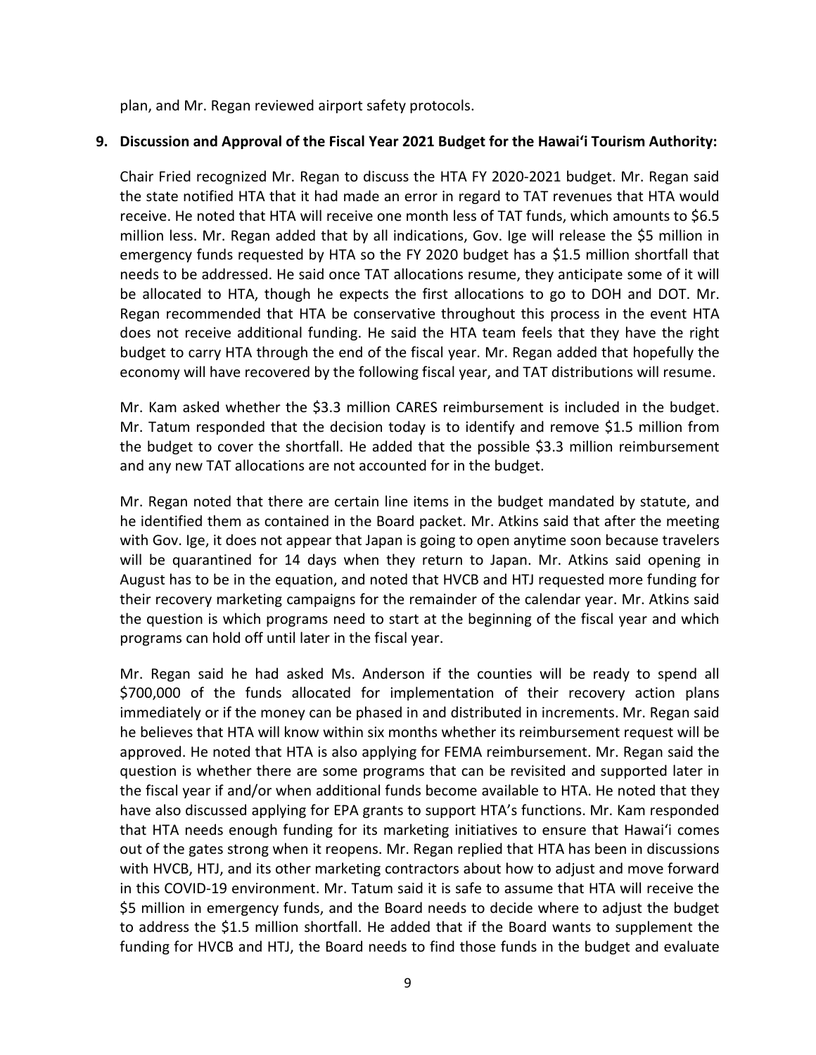plan, and Mr. Regan reviewed airport safety protocols.

**9. Discussion and Approval of the Fiscal Year 2021 Budget for the Hawaiʻi Tourism Authority:**

Chair Fried recognized Mr. Regan to discuss the HTA FY 2020-2021 budget. Mr. Regan said the state notified HTA that it had made an error in regard to TAT revenues that HTA would receive. He noted that HTA will receive one month less of TAT funds, which amounts to $6.5 million less. Mr. Regan added that by all indications, Gov. Ige will release the $5 million in emergency funds requested by HTA so the FY 2020 budget has a $1.5 million shortfall that needs to be addressed. He said once TAT allocations resume, they anticipate some of it will be allocated to HTA, though he expects the first allocations to go to DOH and DOT. Mr. Regan recommended that HTA be conservative throughout this process in the event HTA does not receive additional funding. He said the HTA team feels that they have the right budget to carry HTA through the end of the fiscal year. Mr. Regan added that hopefully the economy will have recovered by the following fiscal year, and TAT distributions will resume.

Mr. Kam asked whether the $3.3 million CARES reimbursement is included in the budget. Mr. Tatum responded that the decision today is to identify and remove $1.5 million from the budget to cover the shortfall. He added that the possible $3.3 million reimbursement and any new TAT allocations are not accounted for in the budget.

Mr. Regan noted that there are certain line items in the budget mandated by statute, and he identified them as contained in the Board packet. Mr. Atkins said that after the meeting with Gov. Ige, it does not appear that Japan is going to open anytime soon because travelers will be quarantined for 14 days when they return to Japan. Mr. Atkins said opening in August has to be in the equation, and noted that HVCB and HTJ requested more funding for their recovery marketing campaigns for the remainder of the calendar year. Mr. Atkins said the question is which programs need to start at the beginning of the fiscal year and which programs can hold off until later in the fiscal year.

Mr. Regan said he had asked Ms. Anderson if the counties will be ready to spend all $700,000 of the funds allocated for implementation of their recovery action plans immediately or if the money can be phased in and distributed in increments. Mr. Regan said he believes that HTA will know within six months whether its reimbursement request will be approved. He noted that HTA is also applying for FEMA reimbursement. Mr. Regan said the question is whether there are some programs that can be revisited and supported later in the fiscal year if and/or when additional funds become available to HTA. He noted that they have also discussed applying for EPA grants to support HTA's functions. Mr. Kam responded that HTA needs enough funding for its marketing initiatives to ensure that Hawaiʻi comes out of the gates strong when it reopens. Mr. Regan replied that HTA has been in discussions with HVCB, HTJ, and its other marketing contractors about how to adjust and move forward in this COVID-19 environment. Mr. Tatum said it is safe to assume that HTA will receive the $5 million in emergency funds, and the Board needs to decide where to adjust the budget to address the $1.5 million shortfall. He added that if the Board wants to supplement the funding for HVCB and HTJ, the Board needs to find those funds in the budget and evaluate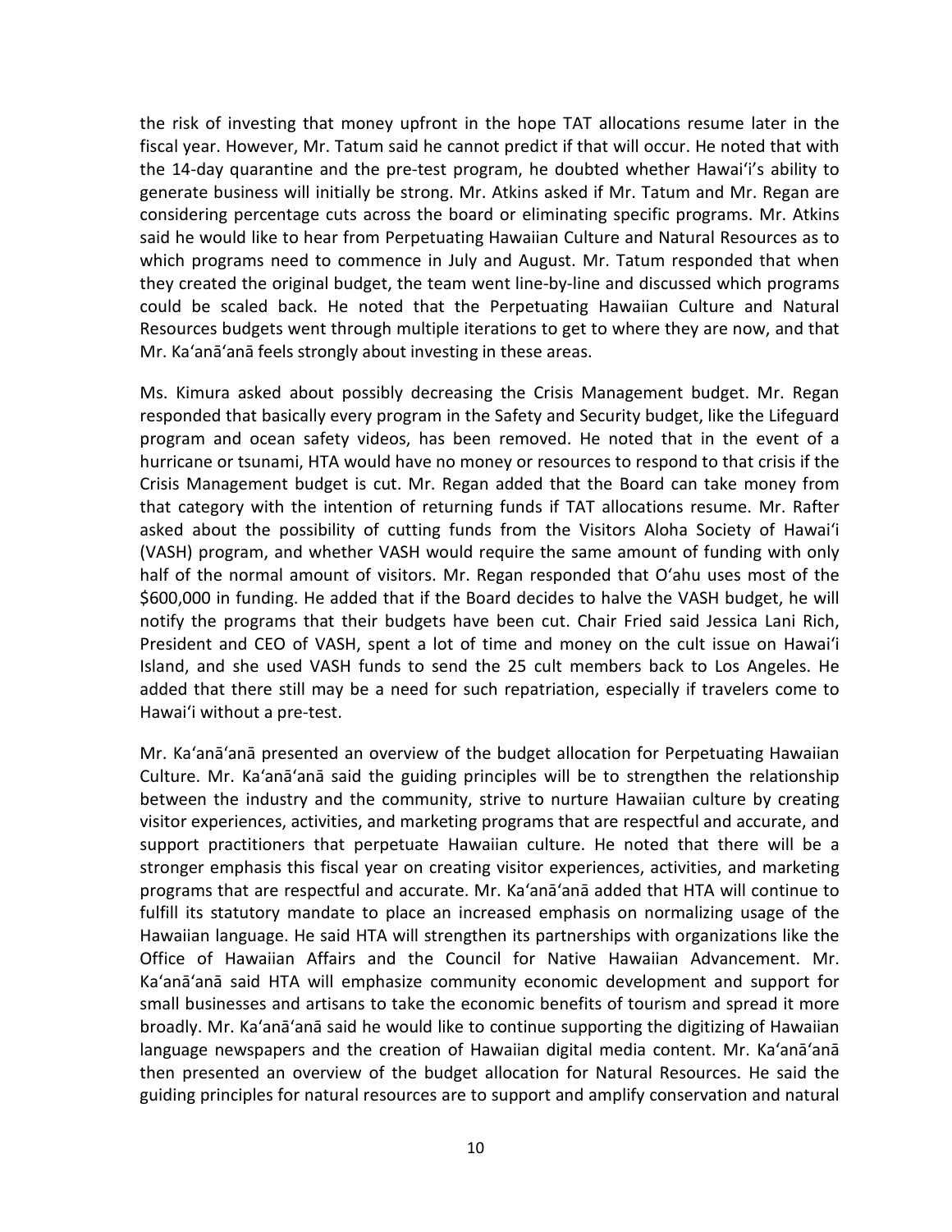the risk of investing that money upfront in the hope TAT allocations resume later in the fiscal year. However, Mr. Tatum said he cannot predict if that will occur. He noted that with the 14-day quarantine and the pre-test program, he doubted whether Hawai'i's ability to generate business will initially be strong. Mr. Atkins asked if Mr. Tatum and Mr. Regan are considering percentage cuts across the board or eliminating specific programs. Mr. Atkins said he would like to hear from Perpetuating Hawaiian Culture and Natural Resources as to which programs need to commence in July and August. Mr. Tatum responded that when they created the original budget, the team went line-by-line and discussed which programs could be scaled back. He noted that the Perpetuating Hawaiian Culture and Natural Resources budgets went through multiple iterations to get to where they are now, and that Mr. Ka'anā'anā feels strongly about investing in these areas.

Ms. Kimura asked about possibly decreasing the Crisis Management budget. Mr. Regan responded that basically every program in the Safety and Security budget, like the Lifeguard program and ocean safety videos, has been removed. He noted that in the event of a hurricane or tsunami, HTA would have no money or resources to respond to that crisis if the Crisis Management budget is cut. Mr. Regan added that the Board can take money from that category with the intention of returning funds if TAT allocations resume. Mr. Rafter asked about the possibility of cutting funds from the Visitors Aloha Society of Hawai'i (VASH) program, and whether VASH would require the same amount of funding with only half of the normal amount of visitors. Mr. Regan responded that O'ahu uses most of the $600,000 in funding. He added that if the Board decides to halve the VASH budget, he will notify the programs that their budgets have been cut. Chair Fried said Jessica Lani Rich, President and CEO of VASH, spent a lot of time and money on the cult issue on Hawai'i Island, and she used VASH funds to send the 25 cult members back to Los Angeles. He added that there still may be a need for such repatriation, especially if travelers come to Hawai'i without a pre-test.

Mr. Ka'anā'anā presented an overview of the budget allocation for Perpetuating Hawaiian Culture. Mr. Ka'anā'anā said the guiding principles will be to strengthen the relationship between the industry and the community, strive to nurture Hawaiian culture by creating visitor experiences, activities, and marketing programs that are respectful and accurate, and support practitioners that perpetuate Hawaiian culture. He noted that there will be a stronger emphasis this fiscal year on creating visitor experiences, activities, and marketing programs that are respectful and accurate. Mr. Ka'anā'anā added that HTA will continue to fulfill its statutory mandate to place an increased emphasis on normalizing usage of the Hawaiian language. He said HTA will strengthen its partnerships with organizations like the Office of Hawaiian Affairs and the Council for Native Hawaiian Advancement. Mr. Ka'anā'anā said HTA will emphasize community economic development and support for small businesses and artisans to take the economic benefits of tourism and spread it more broadly. Mr. Ka'anā'anā said he would like to continue supporting the digitizing of Hawaiian language newspapers and the creation of Hawaiian digital media content. Mr. Ka'anā'anā then presented an overview of the budget allocation for Natural Resources. He said the guiding principles for natural resources are to support and amplify conservation and natural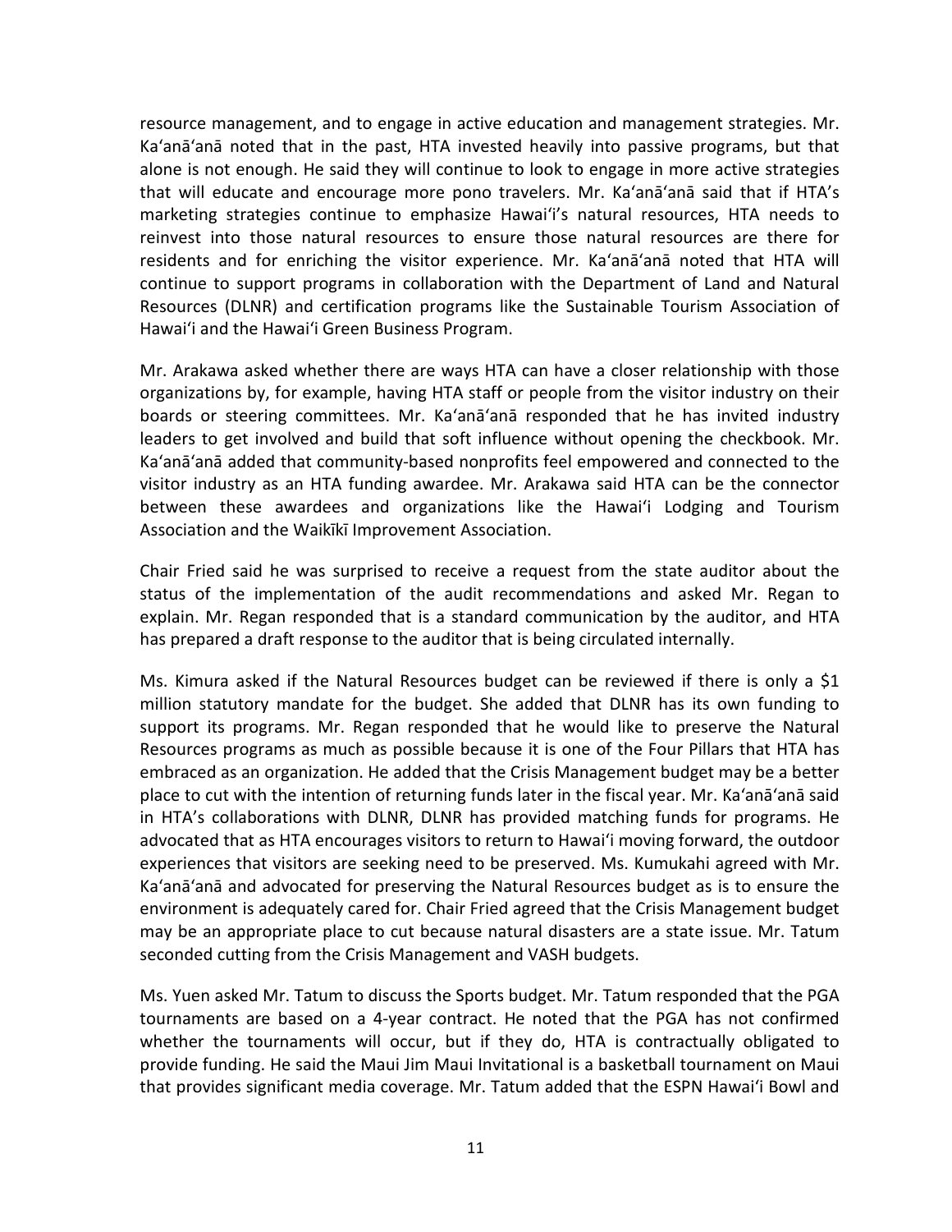resource management, and to engage in active education and management strategies. Mr. Ka'anā'anā noted that in the past, HTA invested heavily into passive programs, but that alone is not enough. He said they will continue to look to engage in more active strategies that will educate and encourage more pono travelers. Mr. Ka'anā'anā said that if HTA's marketing strategies continue to emphasize Hawai'i's natural resources, HTA needs to reinvest into those natural resources to ensure those natural resources are there for residents and for enriching the visitor experience. Mr. Ka'anā'anā noted that HTA will continue to support programs in collaboration with the Department of Land and Natural Resources (DLNR) and certification programs like the Sustainable Tourism Association of Hawai'i and the Hawai'i Green Business Program.

Mr. Arakawa asked whether there are ways HTA can have a closer relationship with those organizations by, for example, having HTA staff or people from the visitor industry on their boards or steering committees. Mr. Ka'anā'anā responded that he has invited industry leaders to get involved and build that soft influence without opening the checkbook. Mr. Ka'anā'anā added that community-based nonprofits feel empowered and connected to the visitor industry as an HTA funding awardee. Mr. Arakawa said HTA can be the connector between these awardees and organizations like the Hawai'i Lodging and Tourism Association and the Waikīkī Improvement Association.

Chair Fried said he was surprised to receive a request from the state auditor about the status of the implementation of the audit recommendations and asked Mr. Regan to explain. Mr. Regan responded that is a standard communication by the auditor, and HTA has prepared a draft response to the auditor that is being circulated internally.

Ms. Kimura asked if the Natural Resources budget can be reviewed if there is only a $1 million statutory mandate for the budget. She added that DLNR has its own funding to support its programs. Mr. Regan responded that he would like to preserve the Natural Resources programs as much as possible because it is one of the Four Pillars that HTA has embraced as an organization. He added that the Crisis Management budget may be a better place to cut with the intention of returning funds later in the fiscal year. Mr. Ka'anā'anā said in HTA's collaborations with DLNR, DLNR has provided matching funds for programs. He advocated that as HTA encourages visitors to return to Hawai'i moving forward, the outdoor experiences that visitors are seeking need to be preserved. Ms. Kumukahi agreed with Mr. Ka'anā'anā and advocated for preserving the Natural Resources budget as is to ensure the environment is adequately cared for. Chair Fried agreed that the Crisis Management budget may be an appropriate place to cut because natural disasters are a state issue. Mr. Tatum seconded cutting from the Crisis Management and VASH budgets.

Ms. Yuen asked Mr. Tatum to discuss the Sports budget. Mr. Tatum responded that the PGA tournaments are based on a 4-year contract. He noted that the PGA has not confirmed whether the tournaments will occur, but if they do, HTA is contractually obligated to provide funding. He said the Maui Jim Maui Invitational is a basketball tournament on Maui that provides significant media coverage. Mr. Tatum added that the ESPN Hawai'i Bowl and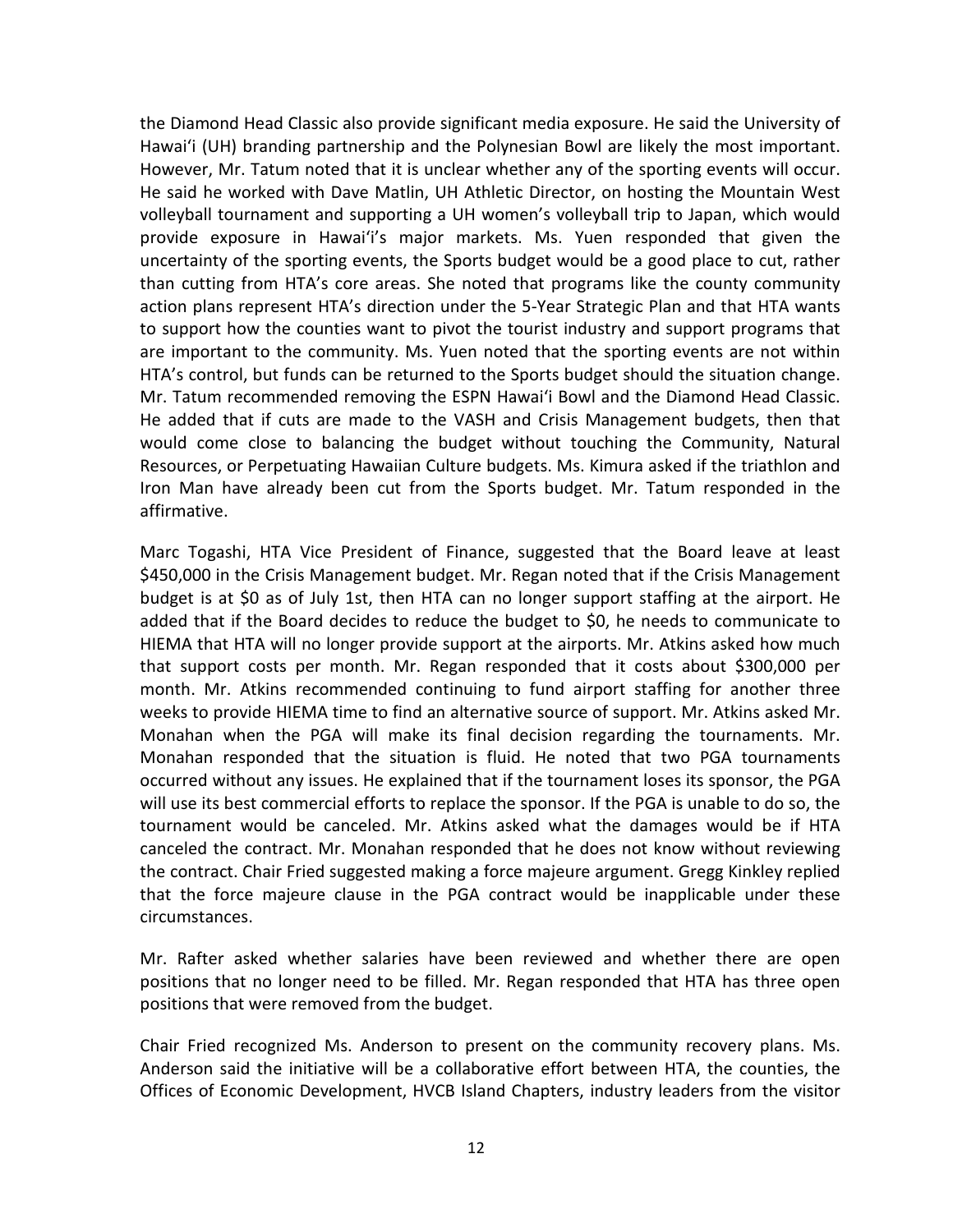the Diamond Head Classic also provide significant media exposure. He said the University of Hawaiʻi (UH) branding partnership and the Polynesian Bowl are likely the most important. However, Mr. Tatum noted that it is unclear whether any of the sporting events will occur. He said he worked with Dave Matlin, UH Athletic Director, on hosting the Mountain West volleyball tournament and supporting a UH women's volleyball trip to Japan, which would provide exposure in Hawaiʻi's major markets. Ms. Yuen responded that given the uncertainty of the sporting events, the Sports budget would be a good place to cut, rather than cutting from HTA's core areas. She noted that programs like the county community action plans represent HTA's direction under the 5-Year Strategic Plan and that HTA wants to support how the counties want to pivot the tourist industry and support programs that are important to the community. Ms. Yuen noted that the sporting events are not within HTA's control, but funds can be returned to the Sports budget should the situation change. Mr. Tatum recommended removing the ESPN Hawaiʻi Bowl and the Diamond Head Classic. He added that if cuts are made to the VASH and Crisis Management budgets, then that would come close to balancing the budget without touching the Community, Natural Resources, or Perpetuating Hawaiian Culture budgets. Ms. Kimura asked if the triathlon and Iron Man have already been cut from the Sports budget. Mr. Tatum responded in the affirmative.

Marc Togashi, HTA Vice President of Finance, suggested that the Board leave at least $450,000 in the Crisis Management budget. Mr. Regan noted that if the Crisis Management budget is at $0 as of July 1st, then HTA can no longer support staffing at the airport. He added that if the Board decides to reduce the budget to $0, he needs to communicate to HIEMA that HTA will no longer provide support at the airports. Mr. Atkins asked how much that support costs per month. Mr. Regan responded that it costs about $300,000 per month. Mr. Atkins recommended continuing to fund airport staffing for another three weeks to provide HIEMA time to find an alternative source of support. Mr. Atkins asked Mr. Monahan when the PGA will make its final decision regarding the tournaments. Mr. Monahan responded that the situation is fluid. He noted that two PGA tournaments occurred without any issues. He explained that if the tournament loses its sponsor, the PGA will use its best commercial efforts to replace the sponsor. If the PGA is unable to do so, the tournament would be canceled. Mr. Atkins asked what the damages would be if HTA canceled the contract. Mr. Monahan responded that he does not know without reviewing the contract. Chair Fried suggested making a force majeure argument. Gregg Kinkley replied that the force majeure clause in the PGA contract would be inapplicable under these circumstances.

Mr. Rafter asked whether salaries have been reviewed and whether there are open positions that no longer need to be filled. Mr. Regan responded that HTA has three open positions that were removed from the budget.

Chair Fried recognized Ms. Anderson to present on the community recovery plans. Ms. Anderson said the initiative will be a collaborative effort between HTA, the counties, the Offices of Economic Development, HVCB Island Chapters, industry leaders from the visitor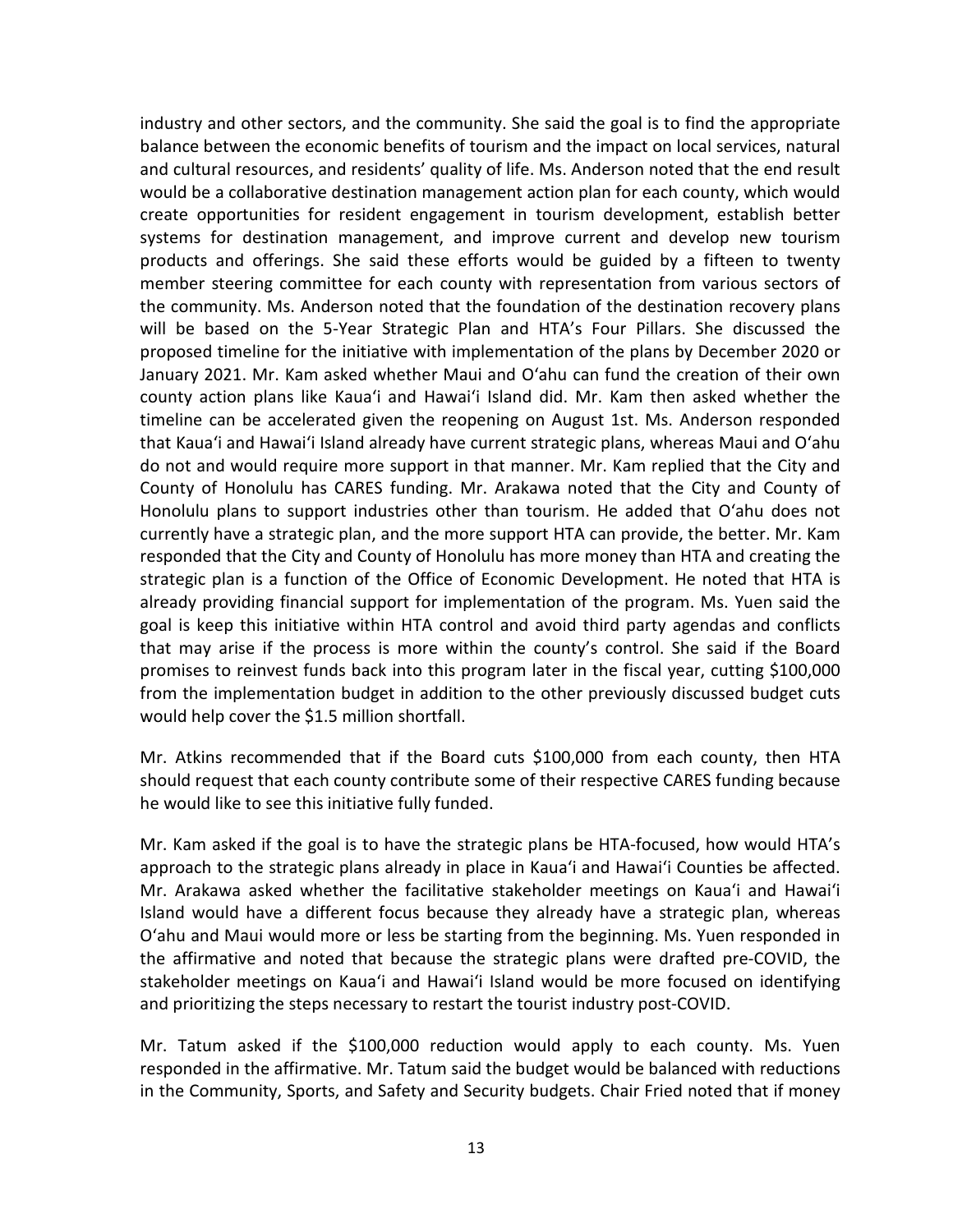industry and other sectors, and the community. She said the goal is to find the appropriate balance between the economic benefits of tourism and the impact on local services, natural and cultural resources, and residents' quality of life. Ms. Anderson noted that the end result would be a collaborative destination management action plan for each county, which would create opportunities for resident engagement in tourism development, establish better systems for destination management, and improve current and develop new tourism products and offerings. She said these efforts would be guided by a fifteen to twenty member steering committee for each county with representation from various sectors of the community. Ms. Anderson noted that the foundation of the destination recovery plans will be based on the 5-Year Strategic Plan and HTA's Four Pillars. She discussed the proposed timeline for the initiative with implementation of the plans by December 2020 or January 2021. Mr. Kam asked whether Maui and O'ahu can fund the creation of their own county action plans like Kaua'i and Hawai'i Island did. Mr. Kam then asked whether the timeline can be accelerated given the reopening on August 1st. Ms. Anderson responded that Kaua'i and Hawai'i Island already have current strategic plans, whereas Maui and O'ahu do not and would require more support in that manner. Mr. Kam replied that the City and County of Honolulu has CARES funding. Mr. Arakawa noted that the City and County of Honolulu plans to support industries other than tourism. He added that O'ahu does not currently have a strategic plan, and the more support HTA can provide, the better. Mr. Kam responded that the City and County of Honolulu has more money than HTA and creating the strategic plan is a function of the Office of Economic Development. He noted that HTA is already providing financial support for implementation of the program. Ms. Yuen said the goal is keep this initiative within HTA control and avoid third party agendas and conflicts that may arise if the process is more within the county's control. She said if the Board promises to reinvest funds back into this program later in the fiscal year, cutting $100,000 from the implementation budget in addition to the other previously discussed budget cuts would help cover the $1.5 million shortfall.

Mr. Atkins recommended that if the Board cuts $100,000 from each county, then HTA should request that each county contribute some of their respective CARES funding because he would like to see this initiative fully funded.

Mr. Kam asked if the goal is to have the strategic plans be HTA-focused, how would HTA's approach to the strategic plans already in place in Kaua'i and Hawai'i Counties be affected. Mr. Arakawa asked whether the facilitative stakeholder meetings on Kaua'i and Hawai'i Island would have a different focus because they already have a strategic plan, whereas O'ahu and Maui would more or less be starting from the beginning. Ms. Yuen responded in the affirmative and noted that because the strategic plans were drafted pre-COVID, the stakeholder meetings on Kaua'i and Hawai'i Island would be more focused on identifying and prioritizing the steps necessary to restart the tourist industry post-COVID.

Mr. Tatum asked if the $100,000 reduction would apply to each county. Ms. Yuen responded in the affirmative. Mr. Tatum said the budget would be balanced with reductions in the Community, Sports, and Safety and Security budgets. Chair Fried noted that if money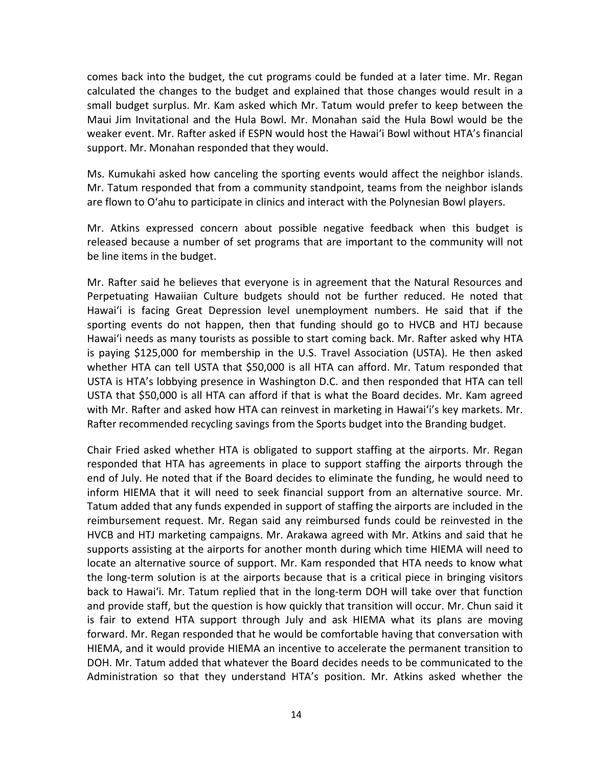comes back into the budget, the cut programs could be funded at a later time. Mr. Regan calculated the changes to the budget and explained that those changes would result in a small budget surplus. Mr. Kam asked which Mr. Tatum would prefer to keep between the Maui Jim Invitational and the Hula Bowl. Mr. Monahan said the Hula Bowl would be the weaker event. Mr. Rafter asked if ESPN would host the Hawaiʻi Bowl without HTA's financial support. Mr. Monahan responded that they would.

Ms. Kumukahi asked how canceling the sporting events would affect the neighbor islands. Mr. Tatum responded that from a community standpoint, teams from the neighbor islands are flown to Oʻahu to participate in clinics and interact with the Polynesian Bowl players.

Mr. Atkins expressed concern about possible negative feedback when this budget is released because a number of set programs that are important to the community will not be line items in the budget.

Mr. Rafter said he believes that everyone is in agreement that the Natural Resources and Perpetuating Hawaiian Culture budgets should not be further reduced. He noted that Hawaiʻi is facing Great Depression level unemployment numbers. He said that if the sporting events do not happen, then that funding should go to HVCB and HTJ because Hawaiʻi needs as many tourists as possible to start coming back. Mr. Rafter asked why HTA is paying $125,000 for membership in the U.S. Travel Association (USTA). He then asked whether HTA can tell USTA that $50,000 is all HTA can afford. Mr. Tatum responded that USTA is HTA's lobbying presence in Washington D.C. and then responded that HTA can tell USTA that $50,000 is all HTA can afford if that is what the Board decides. Mr. Kam agreed with Mr. Rafter and asked how HTA can reinvest in marketing in Hawaiʻi's key markets. Mr. Rafter recommended recycling savings from the Sports budget into the Branding budget.

Chair Fried asked whether HTA is obligated to support staffing at the airports. Mr. Regan responded that HTA has agreements in place to support staffing the airports through the end of July. He noted that if the Board decides to eliminate the funding, he would need to inform HIEMA that it will need to seek financial support from an alternative source. Mr. Tatum added that any funds expended in support of staffing the airports are included in the reimbursement request. Mr. Regan said any reimbursed funds could be reinvested in the HVCB and HTJ marketing campaigns. Mr. Arakawa agreed with Mr. Atkins and said that he supports assisting at the airports for another month during which time HIEMA will need to locate an alternative source of support. Mr. Kam responded that HTA needs to know what the long-term solution is at the airports because that is a critical piece in bringing visitors back to Hawaiʻi. Mr. Tatum replied that in the long-term DOH will take over that function and provide staff, but the question is how quickly that transition will occur. Mr. Chun said it is fair to extend HTA support through July and ask HIEMA what its plans are moving forward. Mr. Regan responded that he would be comfortable having that conversation with HIEMA, and it would provide HIEMA an incentive to accelerate the permanent transition to DOH. Mr. Tatum added that whatever the Board decides needs to be communicated to the Administration so that they understand HTA's position. Mr. Atkins asked whether the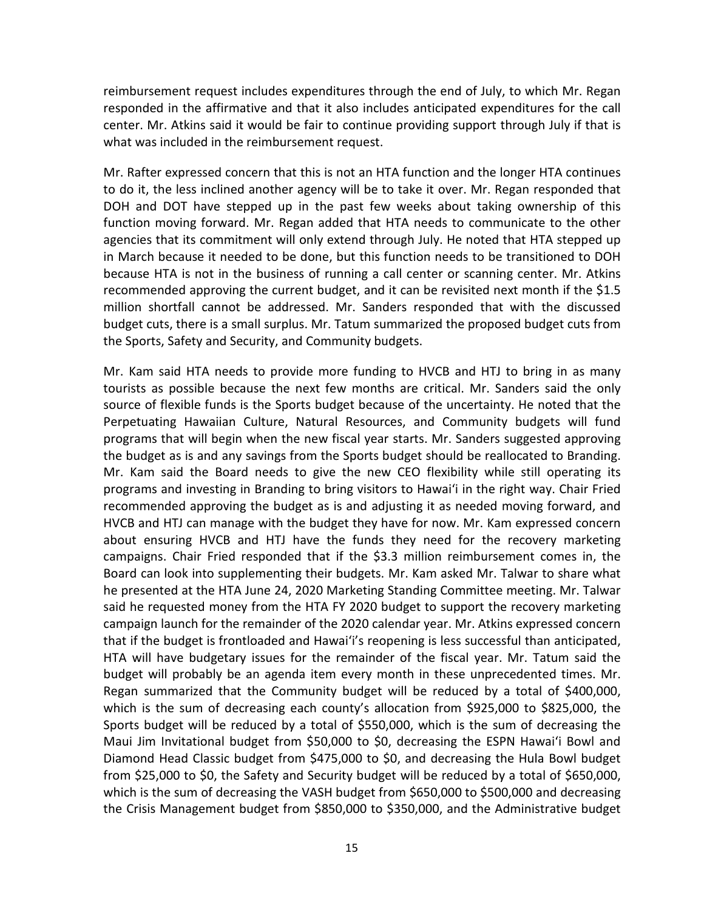reimbursement request includes expenditures through the end of July, to which Mr. Regan responded in the affirmative and that it also includes anticipated expenditures for the call center. Mr. Atkins said it would be fair to continue providing support through July if that is what was included in the reimbursement request.

Mr. Rafter expressed concern that this is not an HTA function and the longer HTA continues to do it, the less inclined another agency will be to take it over. Mr. Regan responded that DOH and DOT have stepped up in the past few weeks about taking ownership of this function moving forward. Mr. Regan added that HTA needs to communicate to the other agencies that its commitment will only extend through July. He noted that HTA stepped up in March because it needed to be done, but this function needs to be transitioned to DOH because HTA is not in the business of running a call center or scanning center. Mr. Atkins recommended approving the current budget, and it can be revisited next month if the $1.5 million shortfall cannot be addressed. Mr. Sanders responded that with the discussed budget cuts, there is a small surplus. Mr. Tatum summarized the proposed budget cuts from the Sports, Safety and Security, and Community budgets.

Mr. Kam said HTA needs to provide more funding to HVCB and HTJ to bring in as many tourists as possible because the next few months are critical. Mr. Sanders said the only source of flexible funds is the Sports budget because of the uncertainty. He noted that the Perpetuating Hawaiian Culture, Natural Resources, and Community budgets will fund programs that will begin when the new fiscal year starts. Mr. Sanders suggested approving the budget as is and any savings from the Sports budget should be reallocated to Branding. Mr. Kam said the Board needs to give the new CEO flexibility while still operating its programs and investing in Branding to bring visitors to Hawaiʻi in the right way. Chair Fried recommended approving the budget as is and adjusting it as needed moving forward, and HVCB and HTJ can manage with the budget they have for now. Mr. Kam expressed concern about ensuring HVCB and HTJ have the funds they need for the recovery marketing campaigns. Chair Fried responded that if the $3.3 million reimbursement comes in, the Board can look into supplementing their budgets. Mr. Kam asked Mr. Talwar to share what he presented at the HTA June 24, 2020 Marketing Standing Committee meeting. Mr. Talwar said he requested money from the HTA FY 2020 budget to support the recovery marketing campaign launch for the remainder of the 2020 calendar year. Mr. Atkins expressed concern that if the budget is frontloaded and Hawaiʻi's reopening is less successful than anticipated, HTA will have budgetary issues for the remainder of the fiscal year. Mr. Tatum said the budget will probably be an agenda item every month in these unprecedented times. Mr. Regan summarized that the Community budget will be reduced by a total of $400,000, which is the sum of decreasing each county's allocation from $925,000 to $825,000, the Sports budget will be reduced by a total of $550,000, which is the sum of decreasing the Maui Jim Invitational budget from $50,000 to $0, decreasing the ESPN Hawaiʻi Bowl and Diamond Head Classic budget from $475,000 to $0, and decreasing the Hula Bowl budget from $25,000 to $0, the Safety and Security budget will be reduced by a total of $650,000, which is the sum of decreasing the VASH budget from $650,000 to $500,000 and decreasing the Crisis Management budget from $850,000 to $350,000, and the Administrative budget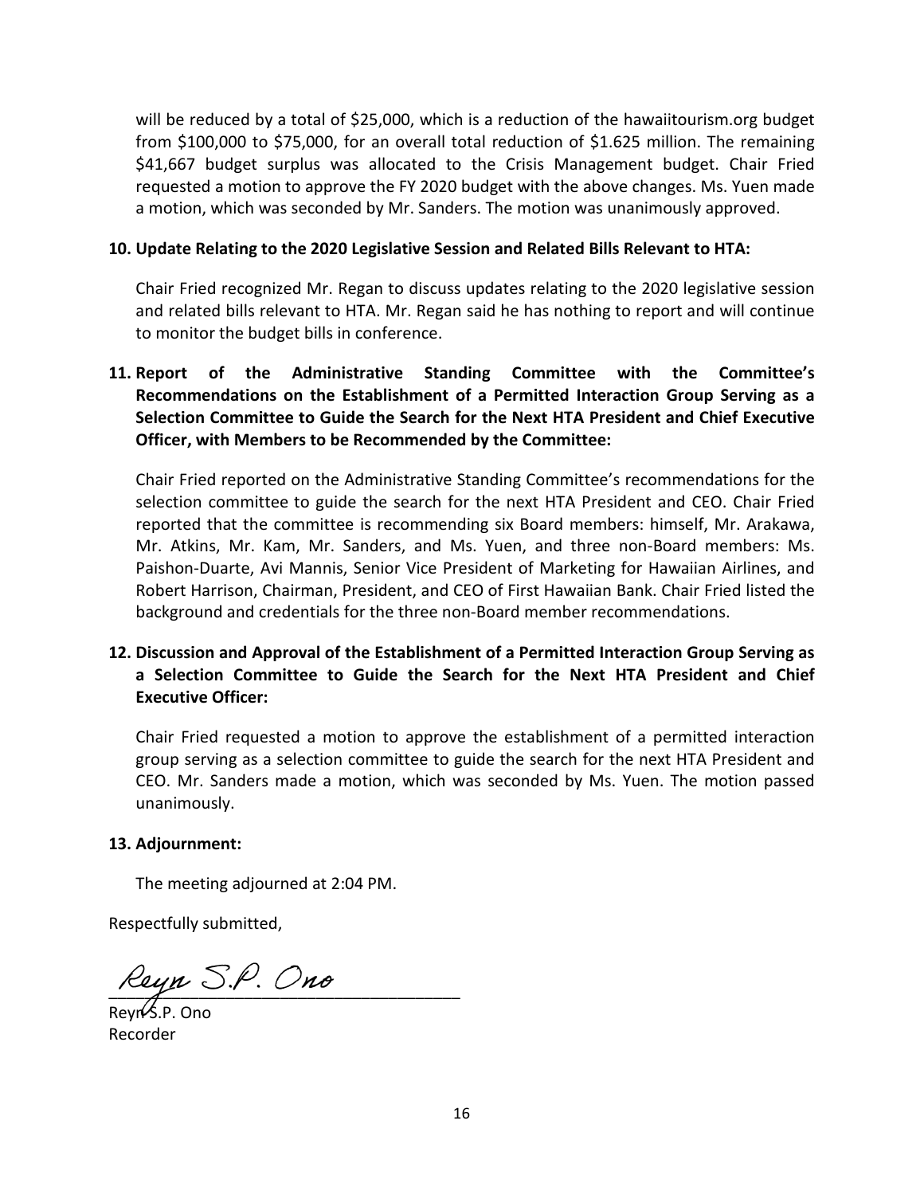will be reduced by a total of $25,000, which is a reduction of the hawaiitourism.org budget from $100,000 to $75,000, for an overall total reduction of $1.625 million. The remaining $41,667 budget surplus was allocated to the Crisis Management budget. Chair Fried requested a motion to approve the FY 2020 budget with the above changes. Ms. Yuen made a motion, which was seconded by Mr. Sanders. The motion was unanimously approved.

**10. Update Relating to the 2020 Legislative Session and Related Bills Relevant to HTA:**

Chair Fried recognized Mr. Regan to discuss updates relating to the 2020 legislative session and related bills relevant to HTA. Mr. Regan said he has nothing to report and will continue to monitor the budget bills in conference.

**11. Report of the Administrative Standing Committee with the Committee's Recommendations on the Establishment of a Permitted Interaction Group Serving as a Selection Committee to Guide the Search for the Next HTA President and Chief Executive Officer, with Members to be Recommended by the Committee:**

Chair Fried reported on the Administrative Standing Committee's recommendations for the selection committee to guide the search for the next HTA President and CEO. Chair Fried reported that the committee is recommending six Board members: himself, Mr. Arakawa, Mr. Atkins, Mr. Kam, Mr. Sanders, and Ms. Yuen, and three non-Board members: Ms. Paishon-Duarte, Avi Mannis, Senior Vice President of Marketing for Hawaiian Airlines, and Robert Harrison, Chairman, President, and CEO of First Hawaiian Bank. Chair Fried listed the background and credentials for the three non-Board member recommendations.

**12. Discussion and Approval of the Establishment of a Permitted Interaction Group Serving as a Selection Committee to Guide the Search for the Next HTA President and Chief Executive Officer:**

Chair Fried requested a motion to approve the establishment of a permitted interaction group serving as a selection committee to guide the search for the next HTA President and CEO. Mr. Sanders made a motion, which was seconded by Ms. Yuen. The motion passed unanimously.

**13. Adjournment:**

The meeting adjourned at 2:04 PM.

Respectfully submitted,

Reyn S.P. Ono

Reyn S.P. Ono
Recorder